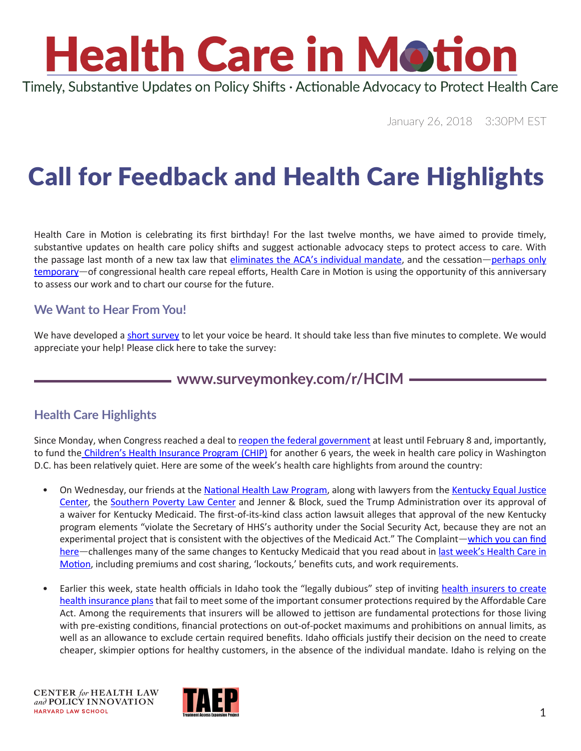# Health Care in Motion

Timely, Substantive Updates on Policy Shifts · Actionable Advocacy to Protect Health Care

January 26, 2018 3:30PM EST

# Call for Feedback and Health Care Highlights

Health Care in Motion is celebrating its first birthday! For the last twelve months, we have aimed to provide timely, substantive updates on health care policy shifts and suggest actionable advocacy steps to protect access to care. With the passage last month of a new tax law that eliminates the ACA's individual mandate, and the cessation—perhaps only temporary—of congressional health care repeal efforts, Health Care in Motion is using the opportunity of this anniversary to assess our work and to chart our course for the future.

## We Want to Hear From You!

We have developed a short survey to let your voice be heard. It should take less than five minutes to complete. We would appreciate your help! Please click here to take the survey:

**www.surveymonkey.com/r/HCIM**

## Health Care Highlights

Since Monday, when Congress reached a deal to reopen the federal government at least until February 8 and, importantly, to fund the Children's Health Insurance Program (CHIP) for another 6 years, the week in health care policy in Washington D.C. has been relatively quiet. Here are some of the week's health care highlights from around the country:

- On Wednesday, our friends at the National Health Law Program, along with lawyers from the Kentucky Equal Justice Center, the Southern Poverty Law Center and Jenner & Block, sued the Trump Administration over its approval of a waiver for Kentucky Medicaid. The first-of-its-kind class action lawsuit alleges that approval of the new Kentucky program elements "violate the Secretary of HHS's authority under the Social Security Act, because they are not an experimental project that is consistent with the objectives of the Medicaid Act." The Complaint—which you can find here—challenges many of the same changes to Kentucky Medicaid that you read about in last week's Health Care in Motion, including premiums and cost sharing, 'lockouts,' benefits cuts, and work requirements.

- Earlier this week, state health officials in Idaho took the "legally dubious" step of inviting health insurers to create health insurance plans that fail to meet some of the important consumer protections required by the Affordable Care Act. Among the requirements that insurers will be allowed to jettison are fundamental protections for those living with pre-existing conditions, financial protections on out-of-pocket maximums and prohibitions on annual limits, as well as an allowance to exclude certain required benefits. Idaho officials justify their decision on the need to create cheaper, skimpier options for healthy customers, in the absence of the individual mandate. Idaho is relying on the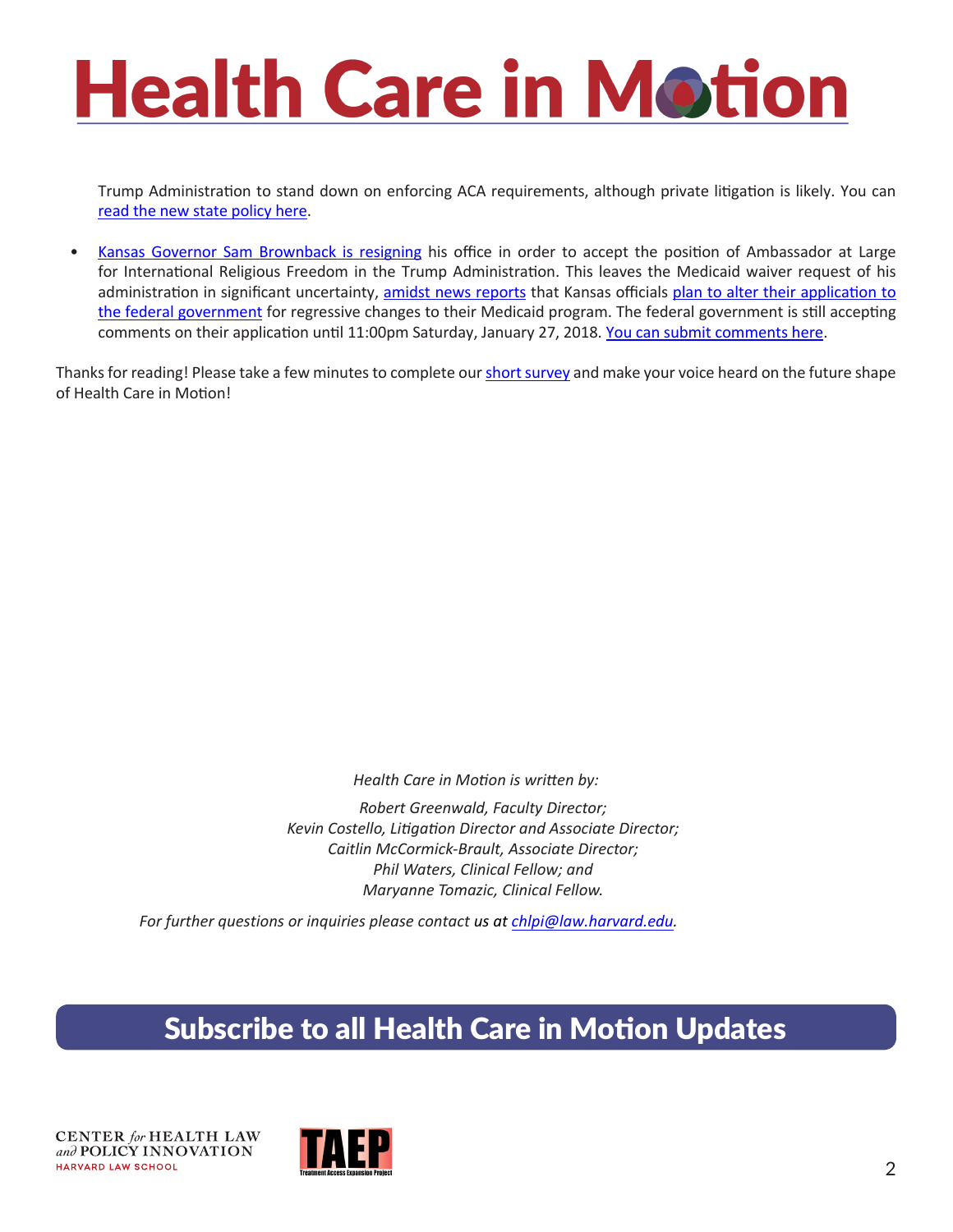Trump Administration to stand down on enforcing ACA requirements, although private litigation is likely. You can read the new state policy here.

- Kansas Governor Sam Brownback is resigning his office in order to accept the position of Ambassador at Large for International Religious Freedom in the Trump Administration. This leaves the Medicaid waiver request of his administration in significant uncertainty, amidst news reports that Kansas officials plan to alter their application to the federal government for regressive changes to their Medicaid program. The federal government is still accepting comments on their application until 11:00pm Saturday, January 27, 2018. You can submit comments here.

Thanks for reading! Please take a few minutes to complete our short survey and make your voice heard on the future shape of Health Care in Motion!

*Health Care in Motion is written by:*

*Robert Greenwald, Faculty Director;*
*Kevin Costello, Litigation Director and Associate Director;*
*Caitlin McCormick-Brault, Associate Director;*
*Phil Waters, Clinical Fellow; and*
*Maryanne Tomazic, Clinical Fellow.*

*For further questions or inquiries please contact us at chlpi@law.harvard.edu.*

**Subscribe to all Health Care in Motion Updates**

CENTER *for* HEALTH LAW *and* POLICY INNOVATION
HARVARD LAW SCHOOL

TAEP
Treatment Access Expansion Project